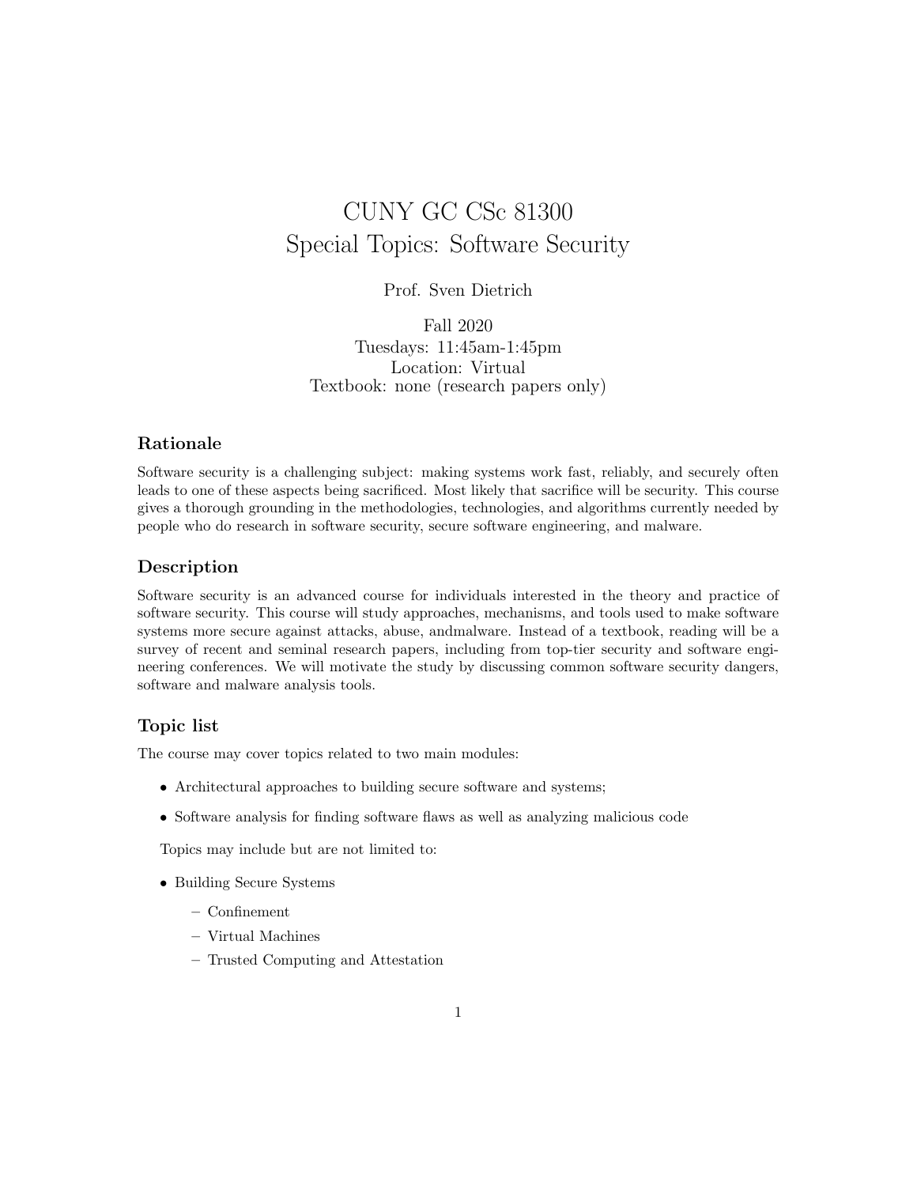# CUNY GC CSc 81300
# Special Topics: Software Security

Prof. Sven Dietrich

Fall 2020
Tuesdays: 11:45am-1:45pm
Location: Virtual
Textbook: none (research papers only)

## Rationale

Software security is a challenging subject: making systems work fast, reliably, and securely often leads to one of these aspects being sacrificed. Most likely that sacrifice will be security. This course gives a thorough grounding in the methodologies, technologies, and algorithms currently needed by people who do research in software security, secure software engineering, and malware.

## Description

Software security is an advanced course for individuals interested in the theory and practice of software security. This course will study approaches, mechanisms, and tools used to make software systems more secure against attacks, abuse, andmalware. Instead of a textbook, reading will be a survey of recent and seminal research papers, including from top-tier security and software engineering conferences. We will motivate the study by discussing common software security dangers, software and malware analysis tools.

## Topic list

The course may cover topics related to two main modules:

- Architectural approaches to building secure software and systems;
- Software analysis for finding software flaws as well as analyzing malicious code

Topics may include but are not limited to:

- Building Secure Systems
  - Confinement
  - Virtual Machines
  - Trusted Computing and Attestation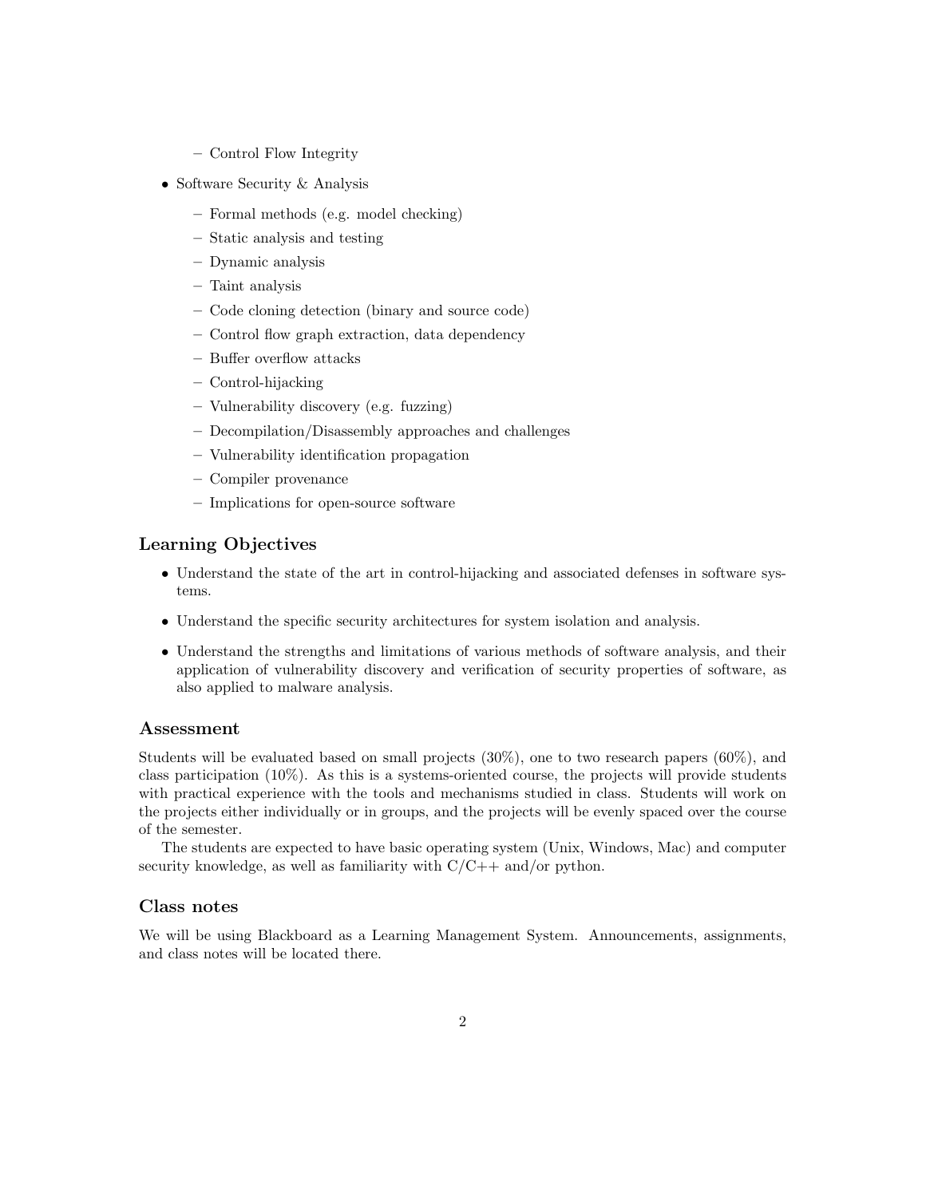- Control Flow Integrity

- Software Security & Analysis
  - Formal methods (e.g. model checking)
  - Static analysis and testing
  - Dynamic analysis
  - Taint analysis
  - Code cloning detection (binary and source code)
  - Control flow graph extraction, data dependency
  - Buffer overflow attacks
  - Control-hijacking
  - Vulnerability discovery (e.g. fuzzing)
  - Decompilation/Disassembly approaches and challenges
  - Vulnerability identification propagation
  - Compiler provenance
  - Implications for open-source software

## Learning Objectives

- Understand the state of the art in control-hijacking and associated defenses in software systems.
- Understand the specific security architectures for system isolation and analysis.
- Understand the strengths and limitations of various methods of software analysis, and their application of vulnerability discovery and verification of security properties of software, as also applied to malware analysis.

## Assessment

Students will be evaluated based on small projects (30%), one to two research papers (60%), and class participation (10%). As this is a systems-oriented course, the projects will provide students with practical experience with the tools and mechanisms studied in class. Students will work on the projects either individually or in groups, and the projects will be evenly spaced over the course of the semester.

The students are expected to have basic operating system (Unix, Windows, Mac) and computer security knowledge, as well as familiarity with C/C++ and/or python.

## Class notes

We will be using Blackboard as a Learning Management System. Announcements, assignments, and class notes will be located there.